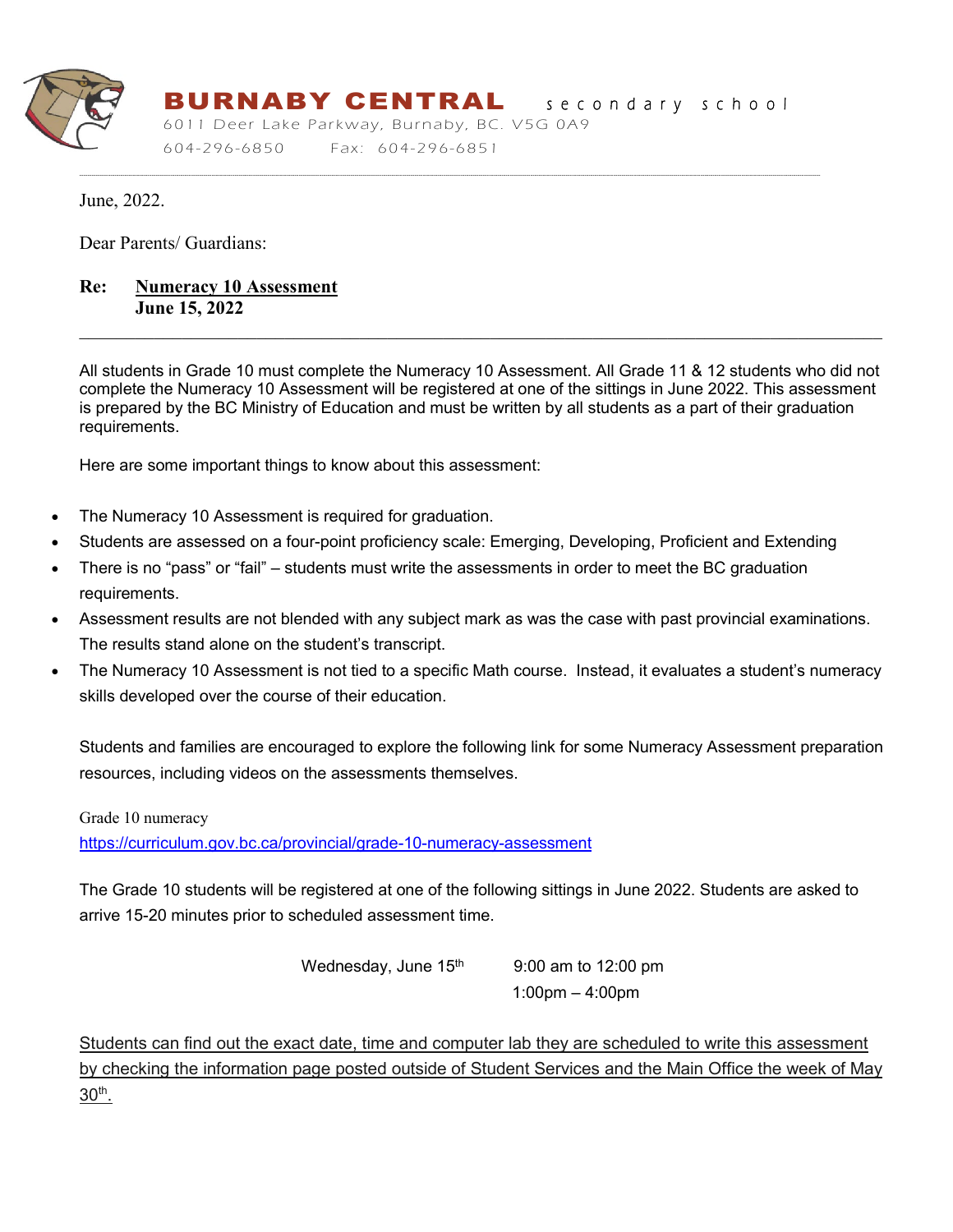**BURNABY CENTRAL** secondary school

6011 Deer Lake Parkway, Burnaby, BC. V5G 0A9

604-296-6850 Fax: 604-296-6851

---

June, 2022.

Dear Parents/ Guardians:

**Re: Numeracy 10 Assessment**
**June 15, 2022**

---

All students in Grade 10 must complete the Numeracy 10 Assessment. All Grade 11 & 12 students who did not complete the Numeracy 10 Assessment will be registered at one of the sittings in June 2022. This assessment is prepared by the BC Ministry of Education and must be written by all students as a part of their graduation requirements.

Here are some important things to know about this assessment:

- The Numeracy 10 Assessment is required for graduation.
- Students are assessed on a four-point proficiency scale: Emerging, Developing, Proficient and Extending
- There is no "pass" or "fail" – students must write the assessments in order to meet the BC graduation requirements.
- Assessment results are not blended with any subject mark as was the case with past provincial examinations. The results stand alone on the student's transcript.
- The Numeracy 10 Assessment is not tied to a specific Math course. Instead, it evaluates a student's numeracy skills developed over the course of their education.

Students and families are encouraged to explore the following link for some Numeracy Assessment preparation resources, including videos on the assessments themselves.

Grade 10 numeracy
https://curriculum.gov.bc.ca/provincial/grade-10-numeracy-assessment

The Grade 10 students will be registered at one of the following sittings in June 2022. Students are asked to arrive 15-20 minutes prior to scheduled assessment time.

Wednesday, June 15th 9:00 am to 12:00 pm
1:00pm – 4:00pm

Students can find out the exact date, time and computer lab they are scheduled to write this assessment by checking the information page posted outside of Student Services and the Main Office the week of May 30th.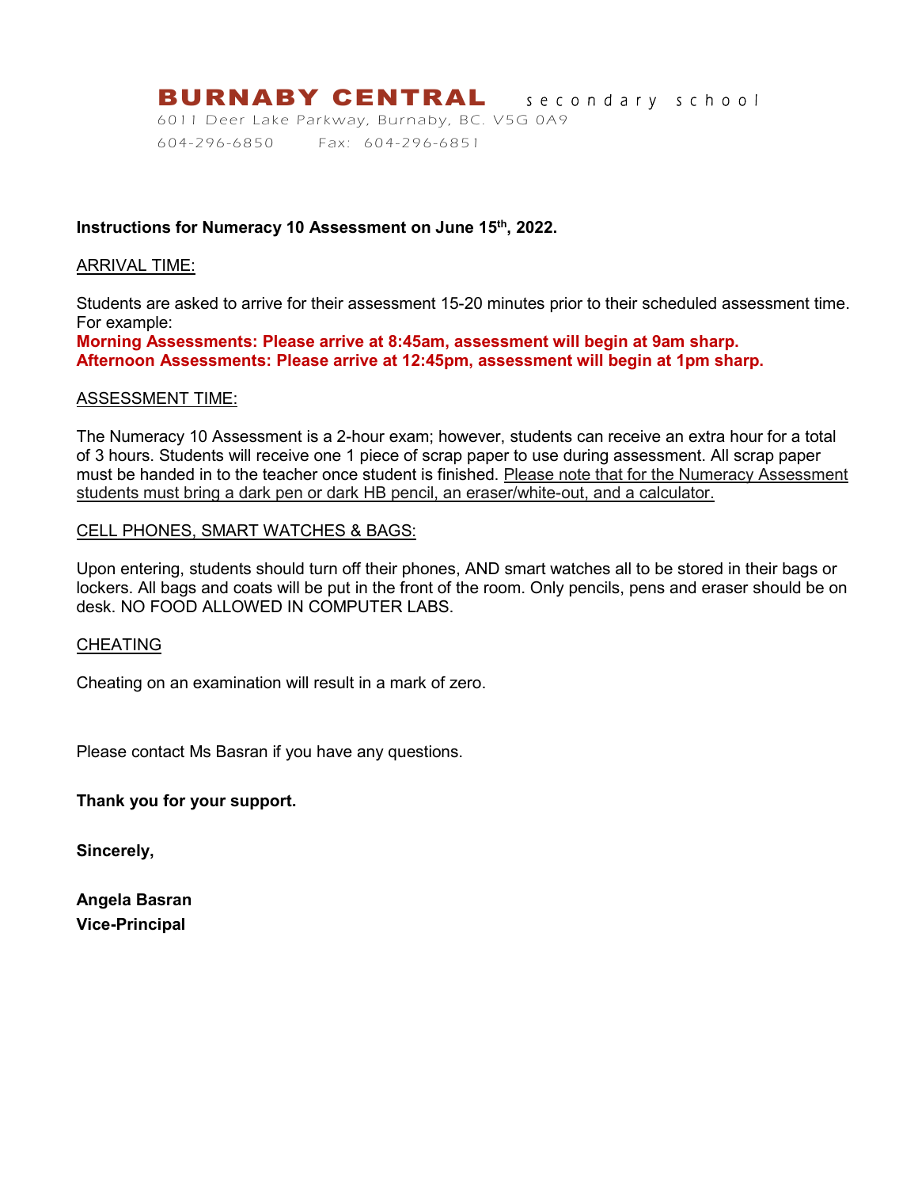**BURNABY CENTRAL** secondary school

6011 Deer Lake Parkway, Burnaby, BC. V5G 0A9

604-296-6850 Fax: 604-296-6851

**Instructions for Numeracy 10 Assessment on June 15th, 2022.**

ARRIVAL TIME:

Students are asked to arrive for their assessment 15-20 minutes prior to their scheduled assessment time. For example:

**Morning Assessments: Please arrive at 8:45am, assessment will begin at 9am sharp.**
**Afternoon Assessments: Please arrive at 12:45pm, assessment will begin at 1pm sharp.**

ASSESSMENT TIME:

The Numeracy 10 Assessment is a 2-hour exam; however, students can receive an extra hour for a total of 3 hours. Students will receive one 1 piece of scrap paper to use during assessment. All scrap paper must be handed in to the teacher once student is finished. Please note that for the Numeracy Assessment students must bring a dark pen or dark HB pencil, an eraser/white-out, and a calculator.

CELL PHONES, SMART WATCHES & BAGS:

Upon entering, students should turn off their phones, AND smart watches all to be stored in their bags or lockers. All bags and coats will be put in the front of the room. Only pencils, pens and eraser should be on desk. NO FOOD ALLOWED IN COMPUTER LABS.

CHEATING

Cheating on an examination will result in a mark of zero.

Please contact Ms Basran if you have any questions.

**Thank you for your support.**

**Sincerely,**

**Angela Basran**
**Vice-Principal**